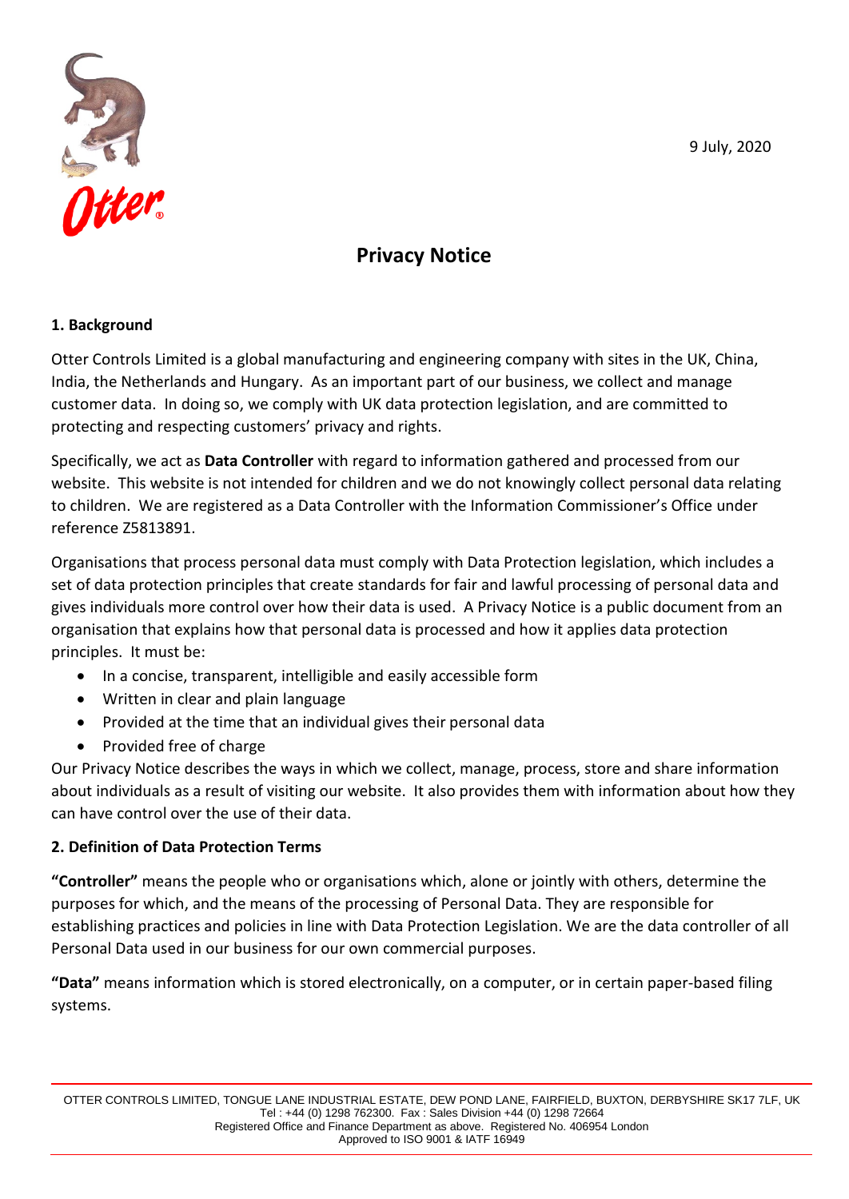9 July, 2020

# Privacy Notice

## 1. Background

Otter Controls Limited is a global manufacturing and engineering company with sites in the UK, China, India, the Netherlands and Hungary. As an important part of our business, we collect and manage customer data. In doing so, we comply with UK data protection legislation, and are committed to protecting and respecting customers' privacy and rights.

Specifically, we act as **Data Controller** with regard to information gathered and processed from our website. This website is not intended for children and we do not knowingly collect personal data relating to children. We are registered as a Data Controller with the Information Commissioner's Office under reference Z5813891.

Organisations that process personal data must comply with Data Protection legislation, which includes a set of data protection principles that create standards for fair and lawful processing of personal data and gives individuals more control over how their data is used. A Privacy Notice is a public document from an organisation that explains how that personal data is processed and how it applies data protection principles. It must be:

- In a concise, transparent, intelligible and easily accessible form
- Written in clear and plain language
- Provided at the time that an individual gives their personal data
- Provided free of charge

Our Privacy Notice describes the ways in which we collect, manage, process, store and share information about individuals as a result of visiting our website. It also provides them with information about how they can have control over the use of their data.

## 2. Definition of Data Protection Terms

**"Controller"** means the people who or organisations which, alone or jointly with others, determine the purposes for which, and the means of the processing of Personal Data. They are responsible for establishing practices and policies in line with Data Protection Legislation. We are the data controller of all Personal Data used in our business for our own commercial purposes.

**"Data"** means information which is stored electronically, on a computer, or in certain paper-based filing systems.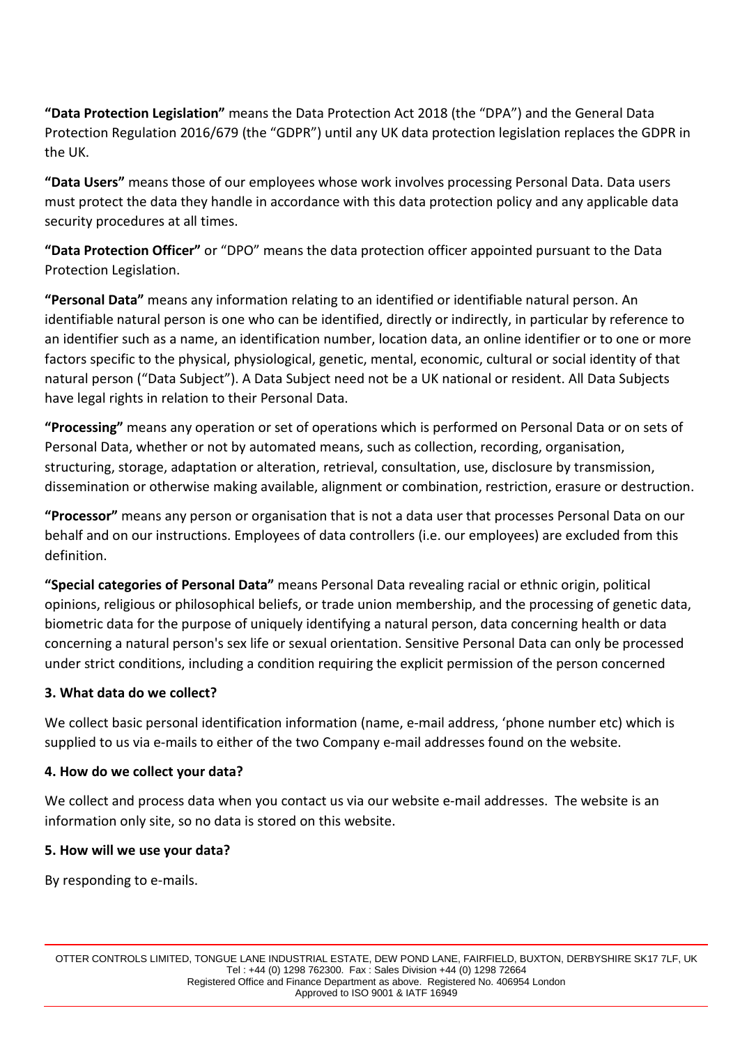**"Data Protection Legislation"** means the Data Protection Act 2018 (the "DPA") and the General Data Protection Regulation 2016/679 (the "GDPR") until any UK data protection legislation replaces the GDPR in the UK.

**"Data Users"** means those of our employees whose work involves processing Personal Data. Data users must protect the data they handle in accordance with this data protection policy and any applicable data security procedures at all times.

**"Data Protection Officer"** or "DPO" means the data protection officer appointed pursuant to the Data Protection Legislation.

**"Personal Data"** means any information relating to an identified or identifiable natural person. An identifiable natural person is one who can be identified, directly or indirectly, in particular by reference to an identifier such as a name, an identification number, location data, an online identifier or to one or more factors specific to the physical, physiological, genetic, mental, economic, cultural or social identity of that natural person ("Data Subject"). A Data Subject need not be a UK national or resident. All Data Subjects have legal rights in relation to their Personal Data.

**"Processing"** means any operation or set of operations which is performed on Personal Data or on sets of Personal Data, whether or not by automated means, such as collection, recording, organisation, structuring, storage, adaptation or alteration, retrieval, consultation, use, disclosure by transmission, dissemination or otherwise making available, alignment or combination, restriction, erasure or destruction.

**"Processor"** means any person or organisation that is not a data user that processes Personal Data on our behalf and on our instructions. Employees of data controllers (i.e. our employees) are excluded from this definition.

**"Special categories of Personal Data"** means Personal Data revealing racial or ethnic origin, political opinions, religious or philosophical beliefs, or trade union membership, and the processing of genetic data, biometric data for the purpose of uniquely identifying a natural person, data concerning health or data concerning a natural person's sex life or sexual orientation. Sensitive Personal Data can only be processed under strict conditions, including a condition requiring the explicit permission of the person concerned

### 3. What data do we collect?

We collect basic personal identification information (name, e-mail address, 'phone number etc) which is supplied to us via e-mails to either of the two Company e-mail addresses found on the website.

### 4. How do we collect your data?

We collect and process data when you contact us via our website e-mail addresses. The website is an information only site, so no data is stored on this website.

### 5. How will we use your data?

By responding to e-mails.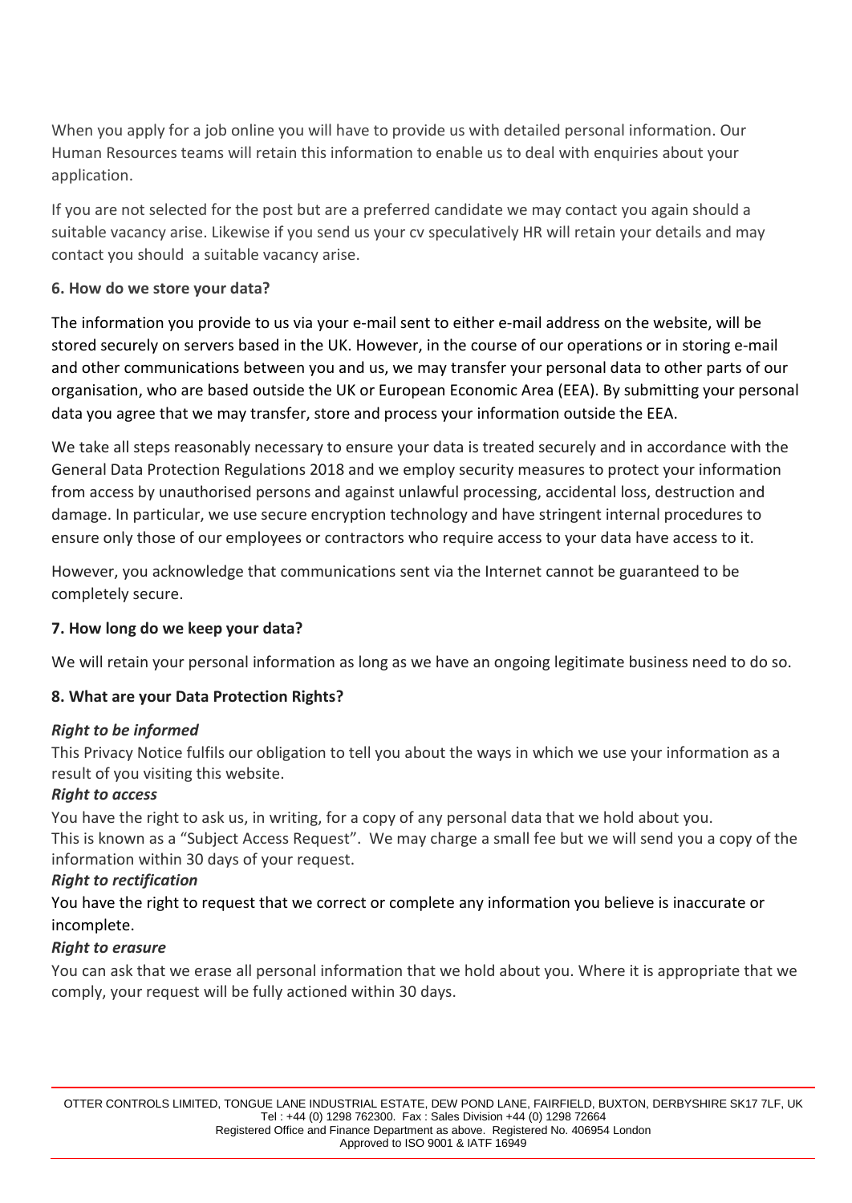When you apply for a job online you will have to provide us with detailed personal information. Our Human Resources teams will retain this information to enable us to deal with enquiries about your application.

If you are not selected for the post but are a preferred candidate we may contact you again should a suitable vacancy arise. Likewise if you send us your cv speculatively HR will retain your details and may contact you should a suitable vacancy arise.

**6. How do we store your data?**

The information you provide to us via your e-mail sent to either e-mail address on the website, will be stored securely on servers based in the UK. However, in the course of our operations or in storing e-mail and other communications between you and us, we may transfer your personal data to other parts of our organisation, who are based outside the UK or European Economic Area (EEA). By submitting your personal data you agree that we may transfer, store and process your information outside the EEA.

We take all steps reasonably necessary to ensure your data is treated securely and in accordance with the General Data Protection Regulations 2018 and we employ security measures to protect your information from access by unauthorised persons and against unlawful processing, accidental loss, destruction and damage. In particular, we use secure encryption technology and have stringent internal procedures to ensure only those of our employees or contractors who require access to your data have access to it.

However, you acknowledge that communications sent via the Internet cannot be guaranteed to be completely secure.

**7. How long do we keep your data?**

We will retain your personal information as long as we have an ongoing legitimate business need to do so.

**8. What are your Data Protection Rights?**

***Right to be informed***

This Privacy Notice fulfils our obligation to tell you about the ways in which we use your information as a result of you visiting this website.

***Right to access***

You have the right to ask us, in writing, for a copy of any personal data that we hold about you. This is known as a "Subject Access Request". We may charge a small fee but we will send you a copy of the information within 30 days of your request.

***Right to rectification***

You have the right to request that we correct or complete any information you believe is inaccurate or incomplete.

***Right to erasure***

You can ask that we erase all personal information that we hold about you. Where it is appropriate that we comply, your request will be fully actioned within 30 days.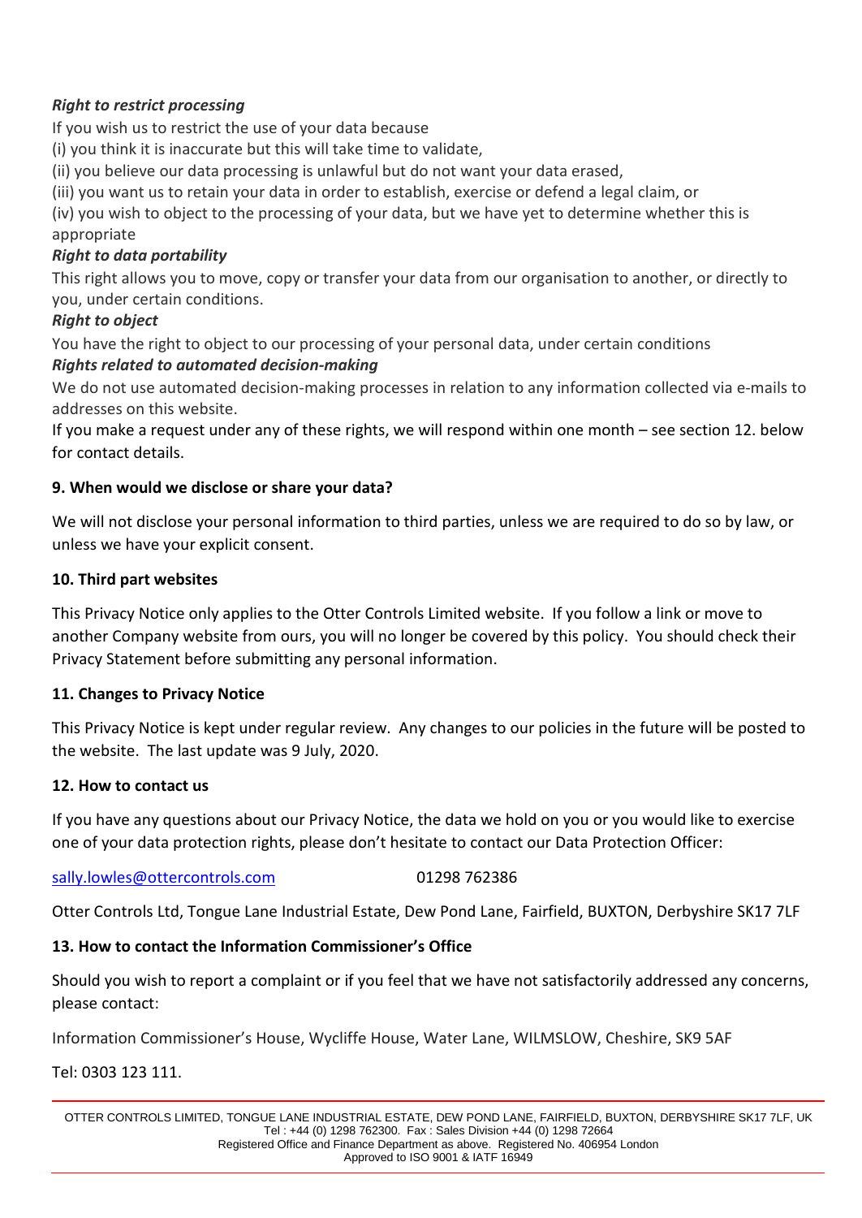*Right to restrict processing*

If you wish us to restrict the use of your data because

(i) you think it is inaccurate but this will take time to validate,

(ii) you believe our data processing is unlawful but do not want your data erased,

(iii) you want us to retain your data in order to establish, exercise or defend a legal claim, or

(iv) you wish to object to the processing of your data, but we have yet to determine whether this is appropriate

*Right to data portability*

This right allows you to move, copy or transfer your data from our organisation to another, or directly to you, under certain conditions.

*Right to object*

You have the right to object to our processing of your personal data, under certain conditions

*Rights related to automated decision-making*

We do not use automated decision-making processes in relation to any information collected via e-mails to addresses on this website.

If you make a request under any of these rights, we will respond within one month – see section 12. below for contact details.

**9. When would we disclose or share your data?**

We will not disclose your personal information to third parties, unless we are required to do so by law, or unless we have your explicit consent.

**10. Third part websites**

This Privacy Notice only applies to the Otter Controls Limited website. If you follow a link or move to another Company website from ours, you will no longer be covered by this policy. You should check their Privacy Statement before submitting any personal information.

**11. Changes to Privacy Notice**

This Privacy Notice is kept under regular review. Any changes to our policies in the future will be posted to the website. The last update was 9 July, 2020.

**12. How to contact us**

If you have any questions about our Privacy Notice, the data we hold on you or you would like to exercise one of your data protection rights, please don't hesitate to contact our Data Protection Officer:

sally.lowles@ottercontrols.com 01298 762386

Otter Controls Ltd, Tongue Lane Industrial Estate, Dew Pond Lane, Fairfield, BUXTON, Derbyshire SK17 7LF

**13. How to contact the Information Commissioner's Office**

Should you wish to report a complaint or if you feel that we have not satisfactorily addressed any concerns, please contact:

Information Commissioner's House, Wycliffe House, Water Lane, WILMSLOW, Cheshire, SK9 5AF

Tel: 0303 123 111.

OTTER CONTROLS LIMITED, TONGUE LANE INDUSTRIAL ESTATE, DEW POND LANE, FAIRFIELD, BUXTON, DERBYSHIRE SK17 7LF, UK
Tel : +44 (0) 1298 762300. Fax : Sales Division +44 (0) 1298 72664
Registered Office and Finance Department as above. Registered No. 406954 London
Approved to ISO 9001 & IATF 16949